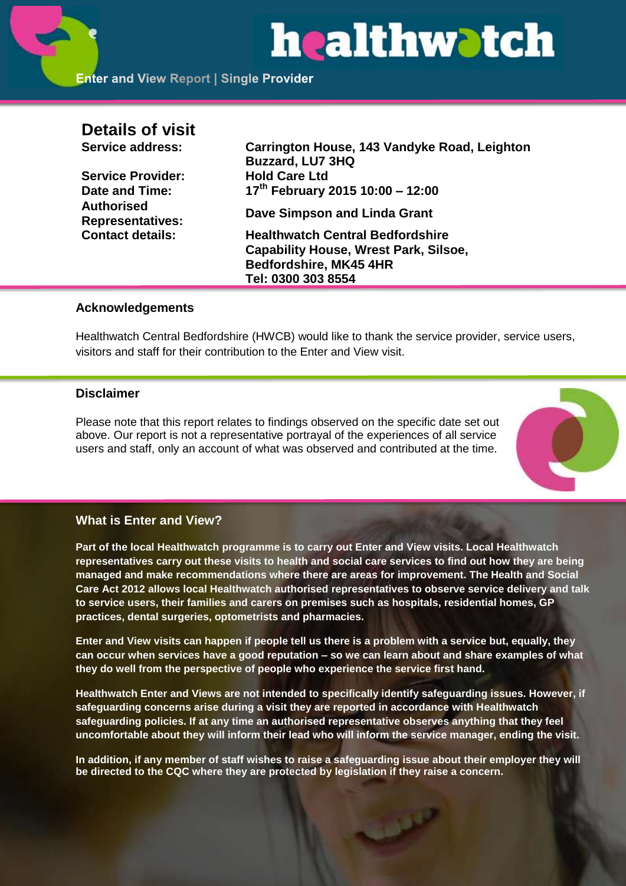# healthwatch

**Enter and View Report | Single Provider**

## Details of visit

| | |
|---|---|
| **Service address:** | **Carrington House, 143 Vandyke Road, Leighton Buzzard, LU7 3HQ** |
| **Service Provider:** | **Hold Care Ltd** |
| **Date and Time:** | **17th February 2015 10:00 – 12:00** |
| **Authorised Representatives:** | **Dave Simpson and Linda Grant** |
| **Contact details:** | **Healthwatch Central Bedfordshire Capability House, Wrest Park, Silsoe, Bedfordshire, MK45 4HR Tel: 0300 303 8554** |

### Acknowledgements

Healthwatch Central Bedfordshire (HWCB) would like to thank the service provider, service users, visitors and staff for their contribution to the Enter and View visit.

### Disclaimer

Please note that this report relates to findings observed on the specific date set out above. Our report is not a representative portrayal of the experiences of all service users and staff, only an account of what was observed and contributed at the time.

### What is Enter and View?

**Part of the local Healthwatch programme is to carry out Enter and View visits. Local Healthwatch representatives carry out these visits to health and social care services to find out how they are being managed and make recommendations where there are areas for improvement. The Health and Social Care Act 2012 allows local Healthwatch authorised representatives to observe service delivery and talk to service users, their families and carers on premises such as hospitals, residential homes, GP practices, dental surgeries, optometrists and pharmacies.**

**Enter and View visits can happen if people tell us there is a problem with a service but, equally, they can occur when services have a good reputation – so we can learn about and share examples of what they do well from the perspective of people who experience the service first hand.**

**Healthwatch Enter and Views are not intended to specifically identify safeguarding issues. However, if safeguarding concerns arise during a visit they are reported in accordance with Healthwatch safeguarding policies. If at any time an authorised representative observes anything that they feel uncomfortable about they will inform their lead who will inform the service manager, ending the visit.**

**In addition, if any member of staff wishes to raise a safeguarding issue about their employer they will be directed to the CQC where they are protected by legislation if they raise a concern.**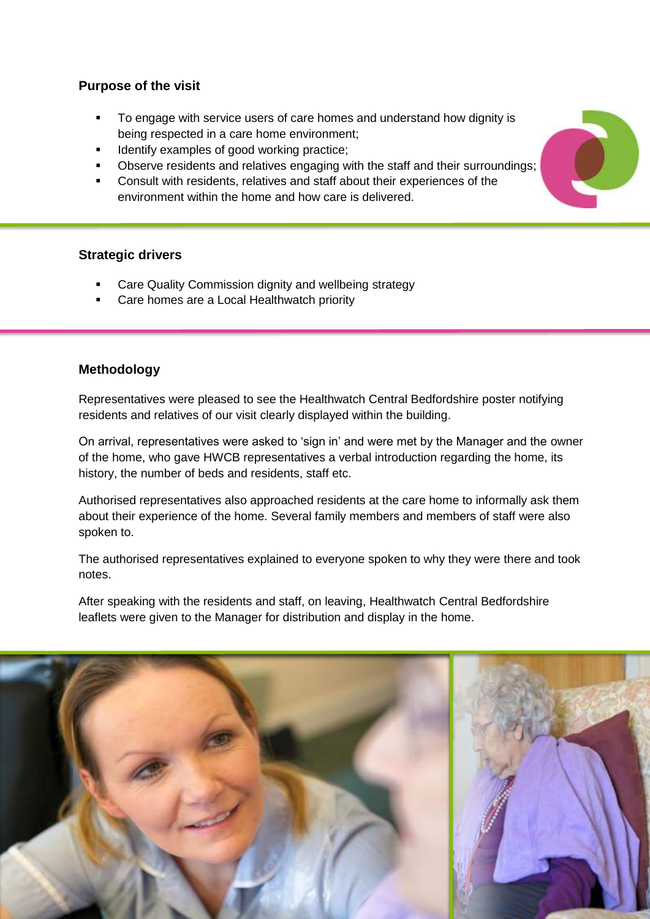## Purpose of the visit

- To engage with service users of care homes and understand how dignity is being respected in a care home environment;
- Identify examples of good working practice;
- Observe residents and relatives engaging with the staff and their surroundings;
- Consult with residents, relatives and staff about their experiences of the environment within the home and how care is delivered.

## Strategic drivers

- Care Quality Commission dignity and wellbeing strategy
- Care homes are a Local Healthwatch priority

## Methodology

Representatives were pleased to see the Healthwatch Central Bedfordshire poster notifying residents and relatives of our visit clearly displayed within the building.

On arrival, representatives were asked to 'sign in' and were met by the Manager and the owner of the home, who gave HWCB representatives a verbal introduction regarding the home, its history, the number of beds and residents, staff etc.

Authorised representatives also approached residents at the care home to informally ask them about their experience of the home. Several family members and members of staff were also spoken to.

The authorised representatives explained to everyone spoken to why they were there and took notes.

After speaking with the residents and staff, on leaving, Healthwatch Central Bedfordshire leaflets were given to the Manager for distribution and display in the home.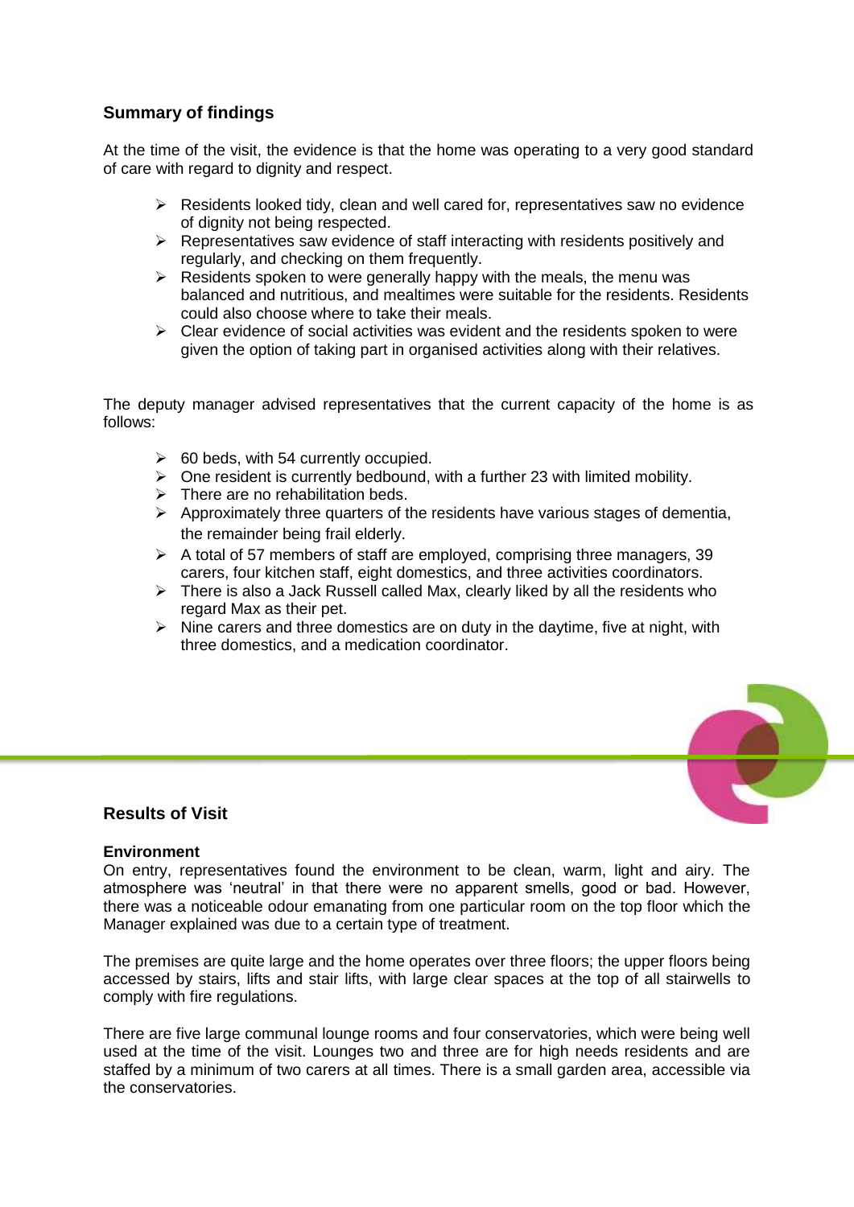## Summary of findings

At the time of the visit, the evidence is that the home was operating to a very good standard of care with regard to dignity and respect.

- Residents looked tidy, clean and well cared for, representatives saw no evidence of dignity not being respected.
- Representatives saw evidence of staff interacting with residents positively and regularly, and checking on them frequently.
- Residents spoken to were generally happy with the meals, the menu was balanced and nutritious, and mealtimes were suitable for the residents. Residents could also choose where to take their meals.
- Clear evidence of social activities was evident and the residents spoken to were given the option of taking part in organised activities along with their relatives.

The deputy manager advised representatives that the current capacity of the home is as follows:

- 60 beds, with 54 currently occupied.
- One resident is currently bedbound, with a further 23 with limited mobility.
- There are no rehabilitation beds.
- Approximately three quarters of the residents have various stages of dementia, the remainder being frail elderly.
- A total of 57 members of staff are employed, comprising three managers, 39 carers, four kitchen staff, eight domestics, and three activities coordinators.
- There is also a Jack Russell called Max, clearly liked by all the residents who regard Max as their pet.
- Nine carers and three domestics are on duty in the daytime, five at night, with three domestics, and a medication coordinator.

## Results of Visit

### Environment

On entry, representatives found the environment to be clean, warm, light and airy. The atmosphere was 'neutral' in that there were no apparent smells, good or bad. However, there was a noticeable odour emanating from one particular room on the top floor which the Manager explained was due to a certain type of treatment.

The premises are quite large and the home operates over three floors; the upper floors being accessed by stairs, lifts and stair lifts, with large clear spaces at the top of all stairwells to comply with fire regulations.

There are five large communal lounge rooms and four conservatories, which were being well used at the time of the visit. Lounges two and three are for high needs residents and are staffed by a minimum of two carers at all times. There is a small garden area, accessible via the conservatories.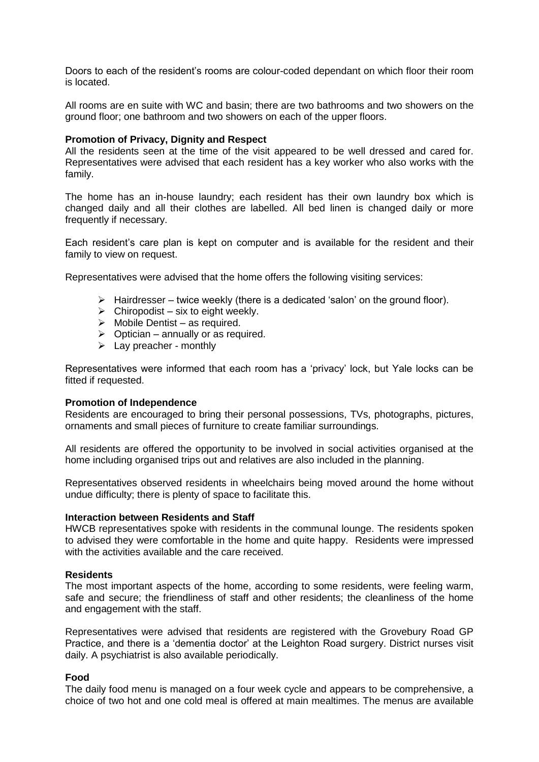Doors to each of the resident's rooms are colour-coded dependant on which floor their room is located.

All rooms are en suite with WC and basin; there are two bathrooms and two showers on the ground floor; one bathroom and two showers on each of the upper floors.

**Promotion of Privacy, Dignity and Respect**
All the residents seen at the time of the visit appeared to be well dressed and cared for. Representatives were advised that each resident has a key worker who also works with the family.

The home has an in-house laundry; each resident has their own laundry box which is changed daily and all their clothes are labelled. All bed linen is changed daily or more frequently if necessary.

Each resident's care plan is kept on computer and is available for the resident and their family to view on request.

Representatives were advised that the home offers the following visiting services:

- Hairdresser – twice weekly (there is a dedicated 'salon' on the ground floor).
- Chiropodist – six to eight weekly.
- Mobile Dentist – as required.
- Optician – annually or as required.
- Lay preacher - monthly

Representatives were informed that each room has a 'privacy' lock, but Yale locks can be fitted if requested.

**Promotion of Independence**
Residents are encouraged to bring their personal possessions, TVs, photographs, pictures, ornaments and small pieces of furniture to create familiar surroundings.

All residents are offered the opportunity to be involved in social activities organised at the home including organised trips out and relatives are also included in the planning.

Representatives observed residents in wheelchairs being moved around the home without undue difficulty; there is plenty of space to facilitate this.

**Interaction between Residents and Staff**
HWCB representatives spoke with residents in the communal lounge. The residents spoken to advised they were comfortable in the home and quite happy. Residents were impressed with the activities available and the care received.

**Residents**
The most important aspects of the home, according to some residents, were feeling warm, safe and secure; the friendliness of staff and other residents; the cleanliness of the home and engagement with the staff.

Representatives were advised that residents are registered with the Grovebury Road GP Practice, and there is a 'dementia doctor' at the Leighton Road surgery. District nurses visit daily. A psychiatrist is also available periodically.

**Food**
The daily food menu is managed on a four week cycle and appears to be comprehensive, a choice of two hot and one cold meal is offered at main mealtimes. The menus are available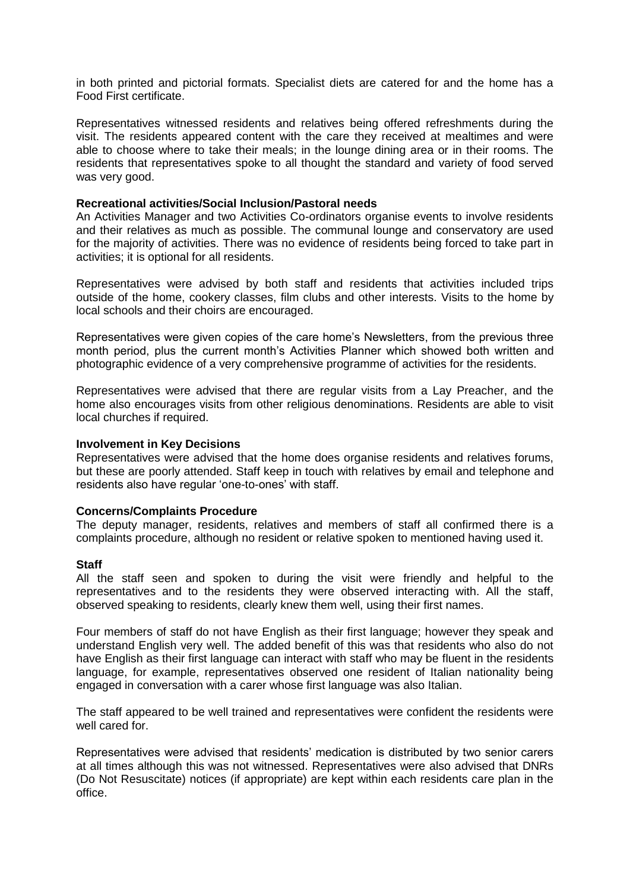in both printed and pictorial formats. Specialist diets are catered for and the home has a Food First certificate.

Representatives witnessed residents and relatives being offered refreshments during the visit. The residents appeared content with the care they received at mealtimes and were able to choose where to take their meals; in the lounge dining area or in their rooms. The residents that representatives spoke to all thought the standard and variety of food served was very good.

**Recreational activities/Social Inclusion/Pastoral needs**
An Activities Manager and two Activities Co-ordinators organise events to involve residents and their relatives as much as possible. The communal lounge and conservatory are used for the majority of activities. There was no evidence of residents being forced to take part in activities; it is optional for all residents.

Representatives were advised by both staff and residents that activities included trips outside of the home, cookery classes, film clubs and other interests. Visits to the home by local schools and their choirs are encouraged.

Representatives were given copies of the care home's Newsletters, from the previous three month period, plus the current month's Activities Planner which showed both written and photographic evidence of a very comprehensive programme of activities for the residents.

Representatives were advised that there are regular visits from a Lay Preacher, and the home also encourages visits from other religious denominations. Residents are able to visit local churches if required.

**Involvement in Key Decisions**
Representatives were advised that the home does organise residents and relatives forums, but these are poorly attended. Staff keep in touch with relatives by email and telephone and residents also have regular 'one-to-ones' with staff.

**Concerns/Complaints Procedure**
The deputy manager, residents, relatives and members of staff all confirmed there is a complaints procedure, although no resident or relative spoken to mentioned having used it.

**Staff**
All the staff seen and spoken to during the visit were friendly and helpful to the representatives and to the residents they were observed interacting with. All the staff, observed speaking to residents, clearly knew them well, using their first names.

Four members of staff do not have English as their first language; however they speak and understand English very well. The added benefit of this was that residents who also do not have English as their first language can interact with staff who may be fluent in the residents language, for example, representatives observed one resident of Italian nationality being engaged in conversation with a carer whose first language was also Italian.

The staff appeared to be well trained and representatives were confident the residents were well cared for.

Representatives were advised that residents' medication is distributed by two senior carers at all times although this was not witnessed. Representatives were also advised that DNRs (Do Not Resuscitate) notices (if appropriate) are kept within each residents care plan in the office.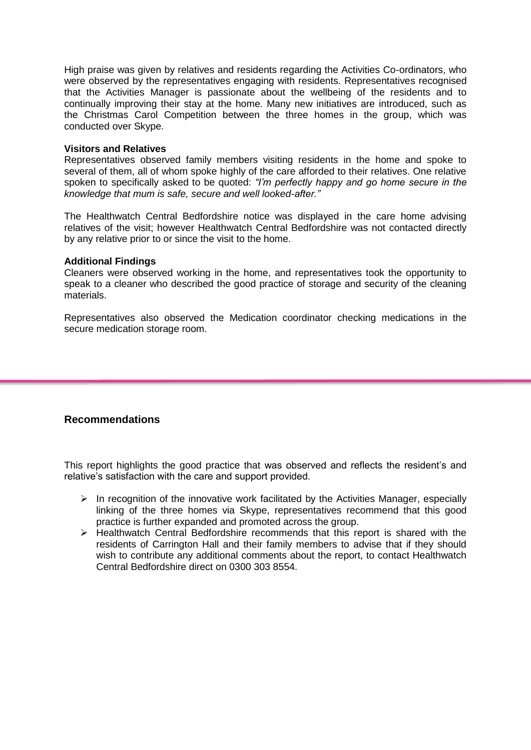High praise was given by relatives and residents regarding the Activities Co-ordinators, who were observed by the representatives engaging with residents. Representatives recognised that the Activities Manager is passionate about the wellbeing of the residents and to continually improving their stay at the home. Many new initiatives are introduced, such as the Christmas Carol Competition between the three homes in the group, which was conducted over Skype.

**Visitors and Relatives**

Representatives observed family members visiting residents in the home and spoke to several of them, all of whom spoke highly of the care afforded to their relatives. One relative spoken to specifically asked to be quoted: *"I'm perfectly happy and go home secure in the knowledge that mum is safe, secure and well looked-after."*

The Healthwatch Central Bedfordshire notice was displayed in the care home advising relatives of the visit; however Healthwatch Central Bedfordshire was not contacted directly by any relative prior to or since the visit to the home.

**Additional Findings**

Cleaners were observed working in the home, and representatives took the opportunity to speak to a cleaner who described the good practice of storage and security of the cleaning materials.

Representatives also observed the Medication coordinator checking medications in the secure medication storage room.

---

## Recommendations

This report highlights the good practice that was observed and reflects the resident's and relative's satisfaction with the care and support provided.

- In recognition of the innovative work facilitated by the Activities Manager, especially linking of the three homes via Skype, representatives recommend that this good practice is further expanded and promoted across the group.
- Healthwatch Central Bedfordshire recommends that this report is shared with the residents of Carrington Hall and their family members to advise that if they should wish to contribute any additional comments about the report, to contact Healthwatch Central Bedfordshire direct on 0300 303 8554.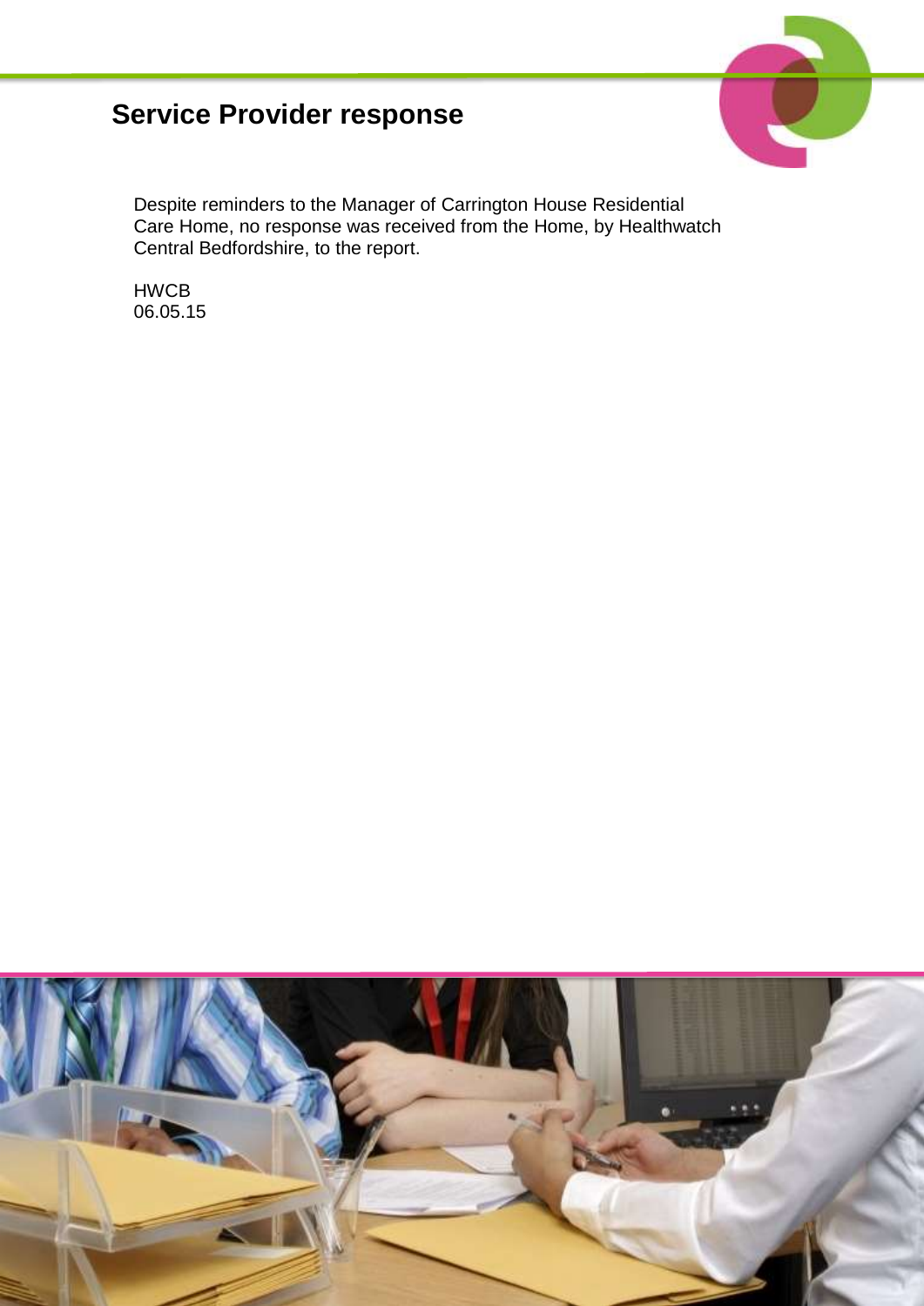## Service Provider response

Despite reminders to the Manager of Carrington House Residential Care Home, no response was received from the Home, by Healthwatch Central Bedfordshire, to the report.

HWCB
06.05.15